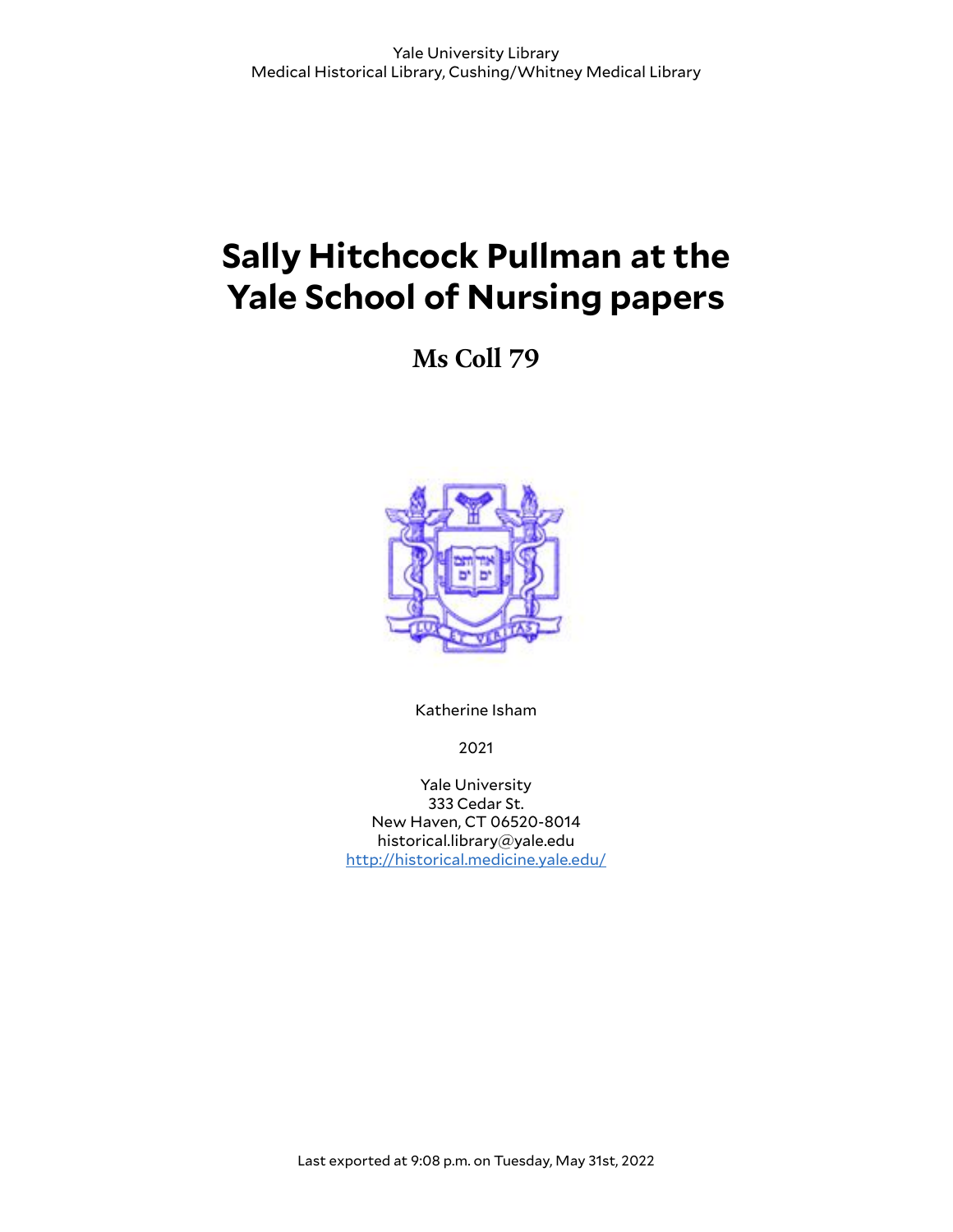Yale University Library
Medical Historical Library, Cushing/Whitney Medical Library

# Sally Hitchcock Pullman at the Yale School of Nursing papers

## Ms Coll 79

Katherine Isham

2021

Yale University
333 Cedar St.
New Haven, CT 06520-8014
historical.library@yale.edu
http://historical.medicine.yale.edu/

Last exported at 9:08 p.m. on Tuesday, May 31st, 2022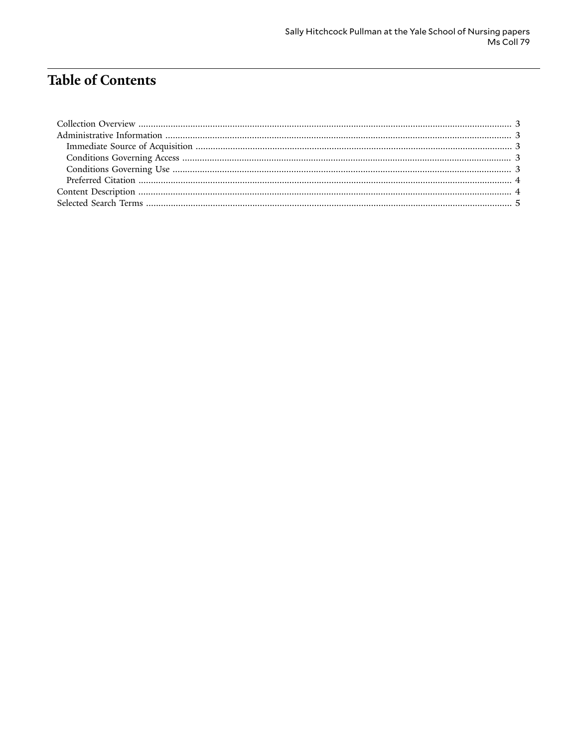# Table of Contents

- Collection Overview ... 3
- Administrative Information ... 3
  - Immediate Source of Acquisition ... 3
  - Conditions Governing Access ... 3
  - Conditions Governing Use ... 3
  - Preferred Citation ... 4
- Content Description ... 4
- Selected Search Terms ... 5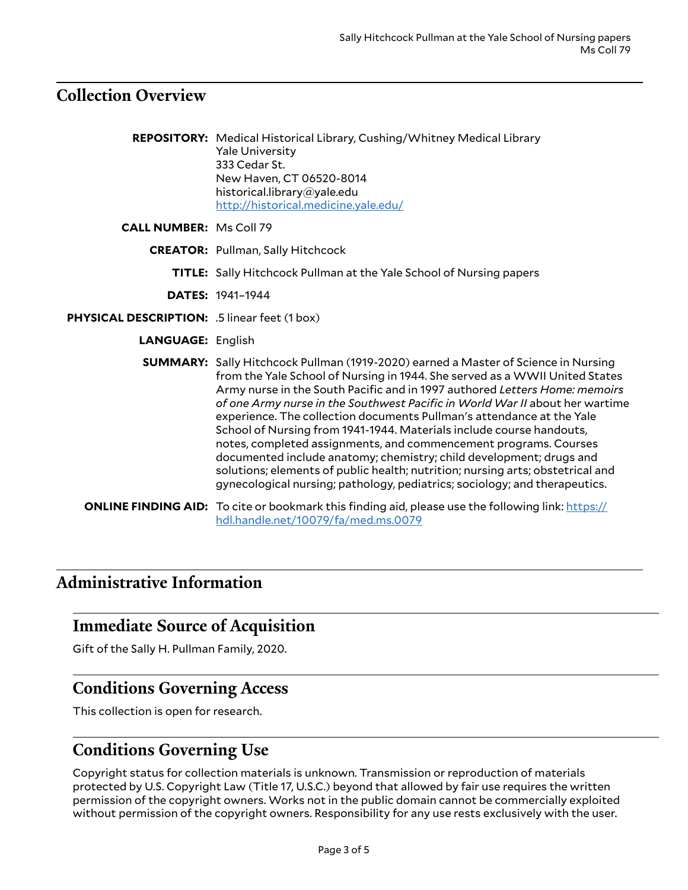## Collection Overview

**REPOSITORY:** Medical Historical Library, Cushing/Whitney Medical Library
Yale University
333 Cedar St.
New Haven, CT 06520-8014
historical.library@yale.edu
[http://historical.medicine.yale.edu/](http://historical.medicine.yale.edu/)

**CALL NUMBER:** Ms Coll 79

**CREATOR:** Pullman, Sally Hitchcock

**TITLE:** Sally Hitchcock Pullman at the Yale School of Nursing papers

**DATES:** 1941–1944

**PHYSICAL DESCRIPTION:** .5 linear feet (1 box)

**LANGUAGE:** English

**SUMMARY:** Sally Hitchcock Pullman (1919-2020) earned a Master of Science in Nursing from the Yale School of Nursing in 1944. She served as a WWII United States Army nurse in the South Pacific and in 1997 authored *Letters Home: memoirs of one Army nurse in the Southwest Pacific in World War II* about her wartime experience. The collection documents Pullman's attendance at the Yale School of Nursing from 1941-1944. Materials include course handouts, notes, completed assignments, and commencement programs. Courses documented include anatomy; chemistry; child development; drugs and solutions; elements of public health; nutrition; nursing arts; obstetrical and gynecological nursing; pathology, pediatrics; sociology; and therapeutics.

**ONLINE FINDING AID:** To cite or bookmark this finding aid, please use the following link: [https://hdl.handle.net/10079/fa/med.ms.0079](https://hdl.handle.net/10079/fa/med.ms.0079)

## Administrative Information

### Immediate Source of Acquisition

Gift of the Sally H. Pullman Family, 2020.

### Conditions Governing Access

This collection is open for research.

### Conditions Governing Use

Copyright status for collection materials is unknown. Transmission or reproduction of materials protected by U.S. Copyright Law (Title 17, U.S.C.) beyond that allowed by fair use requires the written permission of the copyright owners. Works not in the public domain cannot be commercially exploited without permission of the copyright owners. Responsibility for any use rests exclusively with the user.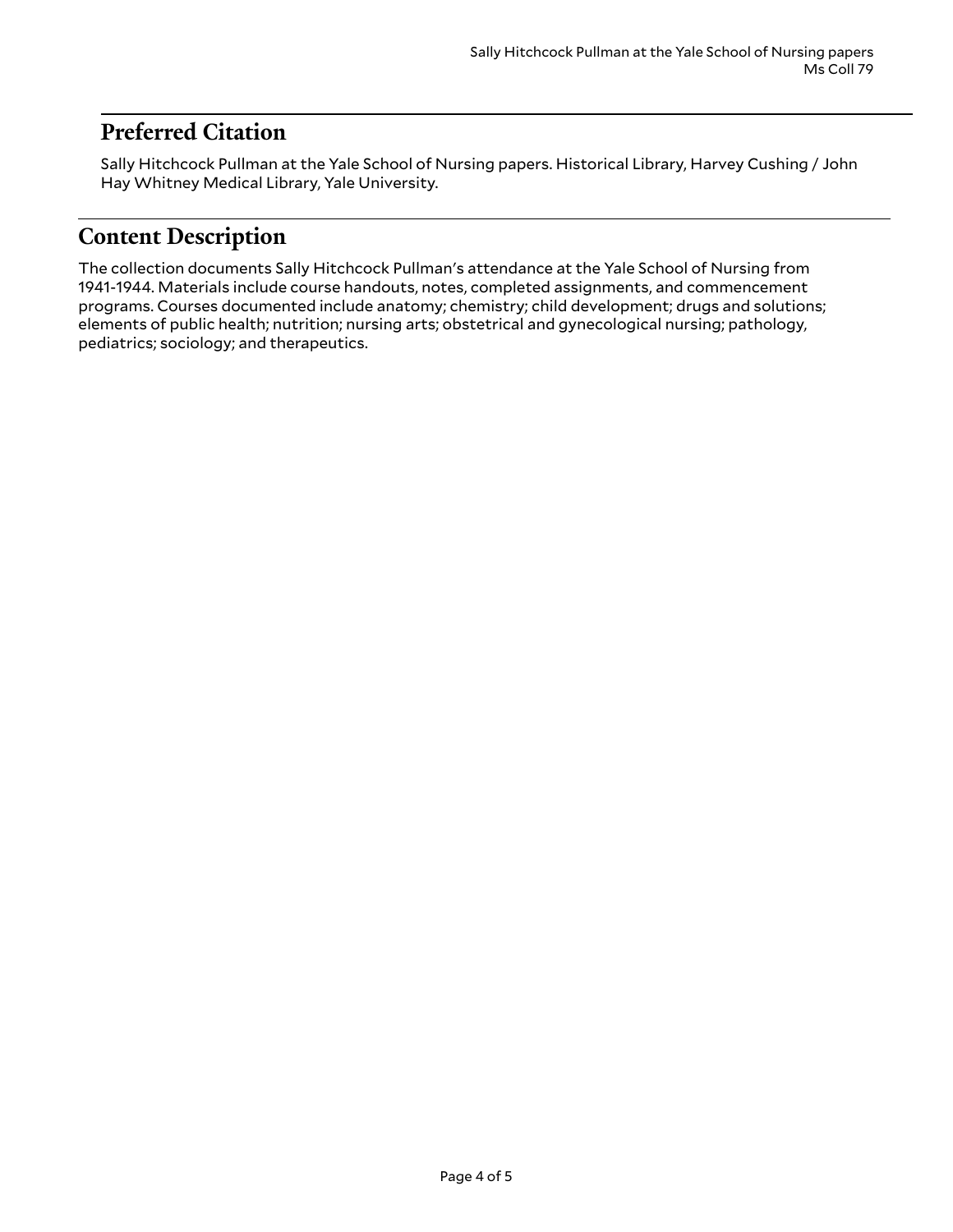## Preferred Citation

Sally Hitchcock Pullman at the Yale School of Nursing papers. Historical Library, Harvey Cushing / John Hay Whitney Medical Library, Yale University.

## Content Description

The collection documents Sally Hitchcock Pullman's attendance at the Yale School of Nursing from 1941-1944. Materials include course handouts, notes, completed assignments, and commencement programs. Courses documented include anatomy; chemistry; child development; drugs and solutions; elements of public health; nutrition; nursing arts; obstetrical and gynecological nursing; pathology, pediatrics; sociology; and therapeutics.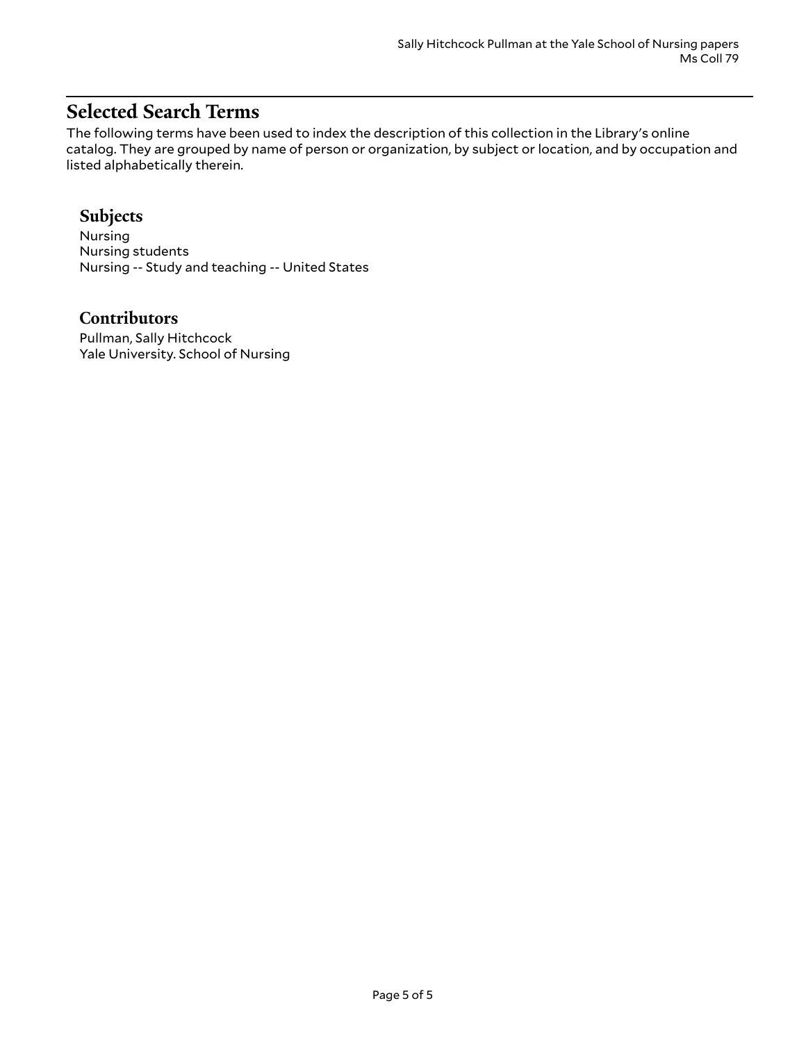## Selected Search Terms

The following terms have been used to index the description of this collection in the Library's online catalog. They are grouped by name of person or organization, by subject or location, and by occupation and listed alphabetically therein.

### Subjects

Nursing
Nursing students
Nursing -- Study and teaching -- United States

### Contributors

Pullman, Sally Hitchcock
Yale University. School of Nursing